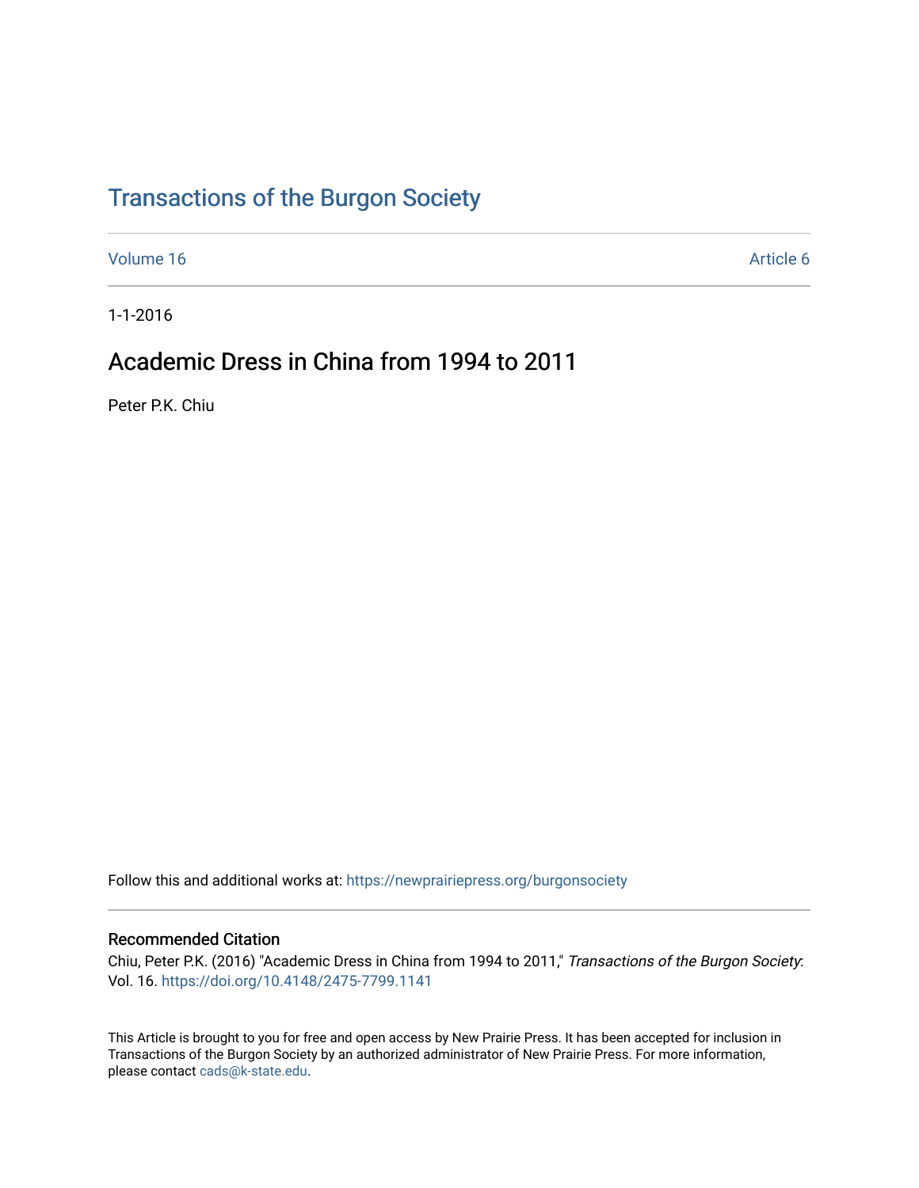# Transactions of the Burgon Society

Volume 16 | Article 6

1-1-2016

## Academic Dress in China from 1994 to 2011

Peter P.K. Chiu

Follow this and additional works at: https://newprairiepress.org/burgonsociety

### Recommended Citation

Chiu, Peter P.K. (2016) "Academic Dress in China from 1994 to 2011," *Transactions of the Burgon Society*: Vol. 16. https://doi.org/10.4148/2475-7799.1141

This Article is brought to you for free and open access by New Prairie Press. It has been accepted for inclusion in Transactions of the Burgon Society by an authorized administrator of New Prairie Press. For more information, please contact cads@k-state.edu.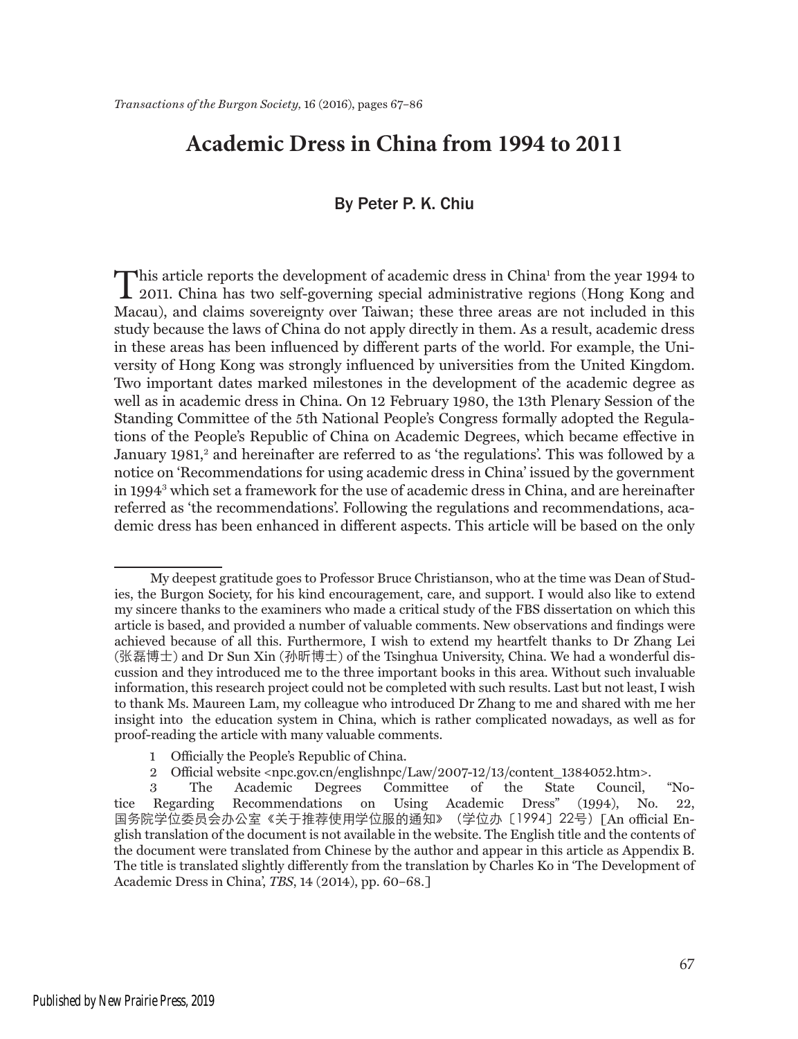# Academic Dress in China from 1994 to 2011

By Peter P. K. Chiu

This article reports the development of academic dress in China[1] from the year 1994 to 2011. China has two self-governing special administrative regions (Hong Kong and Macau), and claims sovereignty over Taiwan; these three areas are not included in this study because the laws of China do not apply directly in them. As a result, academic dress in these areas has been influenced by different parts of the world. For example, the University of Hong Kong was strongly influenced by universities from the United Kingdom. Two important dates marked milestones in the development of the academic degree as well as in academic dress in China. On 12 February 1980, the 13th Plenary Session of the Standing Committee of the 5th National People's Congress formally adopted the Regulations of the People's Republic of China on Academic Degrees, which became effective in January 1981,[2] and hereinafter are referred to as 'the regulations'. This was followed by a notice on 'Recommendations for using academic dress in China' issued by the government in 1994[3] which set a framework for the use of academic dress in China, and are hereinafter referred as 'the recommendations'. Following the regulations and recommendations, academic dress has been enhanced in different aspects. This article will be based on the only

---

My deepest gratitude goes to Professor Bruce Christianson, who at the time was Dean of Studies, the Burgon Society, for his kind encouragement, care, and support. I would also like to extend my sincere thanks to the examiners who made a critical study of the FBS dissertation on which this article is based, and provided a number of valuable comments. New observations and findings were achieved because of all this. Furthermore, I wish to extend my heartfelt thanks to Dr Zhang Lei (张磊博士) and Dr Sun Xin (孙昕博士) of the Tsinghua University, China. We had a wonderful discussion and they introduced me to the three important books in this area. Without such invaluable information, this research project could not be completed with such results. Last but not least, I wish to thank Ms. Maureen Lam, my colleague who introduced Dr Zhang to me and shared with me her insight into the education system in China, which is rather complicated nowadays, as well as for proof-reading the article with many valuable comments.

1 Officially the People's Republic of China.

2 Official website <npc.gov.cn/englishnpc/Law/2007-12/13/content_1384052.htm>.

3 The Academic Degrees Committee of the State Council, "Notice Regarding Recommendations on Using Academic Dress" (1994), No. 22, 国务院学位委员会办公室《关于推荐使用学位服的通知》（学位办〔1994〕22号）[An official English translation of the document is not available in the website. The English title and the contents of the document were translated from Chinese by the author and appear in this article as Appendix B. The title is translated slightly differently from the translation by Charles Ko in 'The Development of Academic Dress in China', *TBS*, 14 (2014), pp. 60–68.]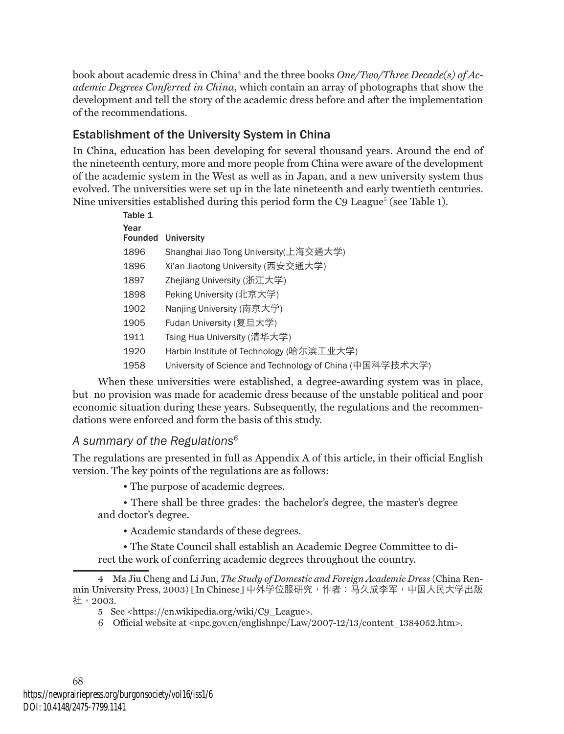book about academic dress in China[4] and the three books *One/Two/Three Decade(s) of Academic Degrees Conferred in China*, which contain an array of photographs that show the development and tell the story of the academic dress before and after the implementation of the recommendations.

## Establishment of the University System in China

In China, education has been developing for several thousand years. Around the end of the nineteenth century, more and more people from China were aware of the development of the academic system in the West as well as in Japan, and a new university system thus evolved. The universities were set up in the late nineteenth and early twentieth centuries. Nine universities established during this period form the C9 League[5] (see Table 1).

Table 1

| Year Founded | University |
|---|---|
| 1896 | Shanghai Jiao Tong University(上海交通大学) |
| 1896 | Xi'an Jiaotong University (西安交通大学) |
| 1897 | Zhejiang University (浙江大学) |
| 1898 | Peking University (北京大学) |
| 1902 | Nanjing University (南京大学) |
| 1905 | Fudan University (复旦大学) |
| 1911 | Tsing Hua University (清华大学) |
| 1920 | Harbin Institute of Technology (哈尔滨工业大学) |
| 1958 | University of Science and Technology of China (中国科学技术大学) |

When these universities were established, a degree-awarding system was in place, but no provision was made for academic dress because of the unstable political and poor economic situation during these years. Subsequently, the regulations and the recommendations were enforced and form the basis of this study.

### *A summary of the Regulations[6]*

The regulations are presented in full as Appendix A of this article, in their official English version. The key points of the regulations are as follows:

- The purpose of academic degrees.
- There shall be three grades: the bachelor's degree, the master's degree and doctor's degree.
- Academic standards of these degrees.
- The State Council shall establish an Academic Degree Committee to direct the work of conferring academic degrees throughout the country.

---

4 Ma Jiu Cheng and Li Jun, *The Study of Domestic and Foreign Academic Dress* (China Renmin University Press, 2003) [In Chinese] 中外学位服研究，作者：马久成李军，中国人民大学出版社，2003.

5 See <https://en.wikipedia.org/wiki/C9_League>.

6 Official website at <npc.gov.cn/englishnpc/Law/2007-12/13/content_1384052.htm>.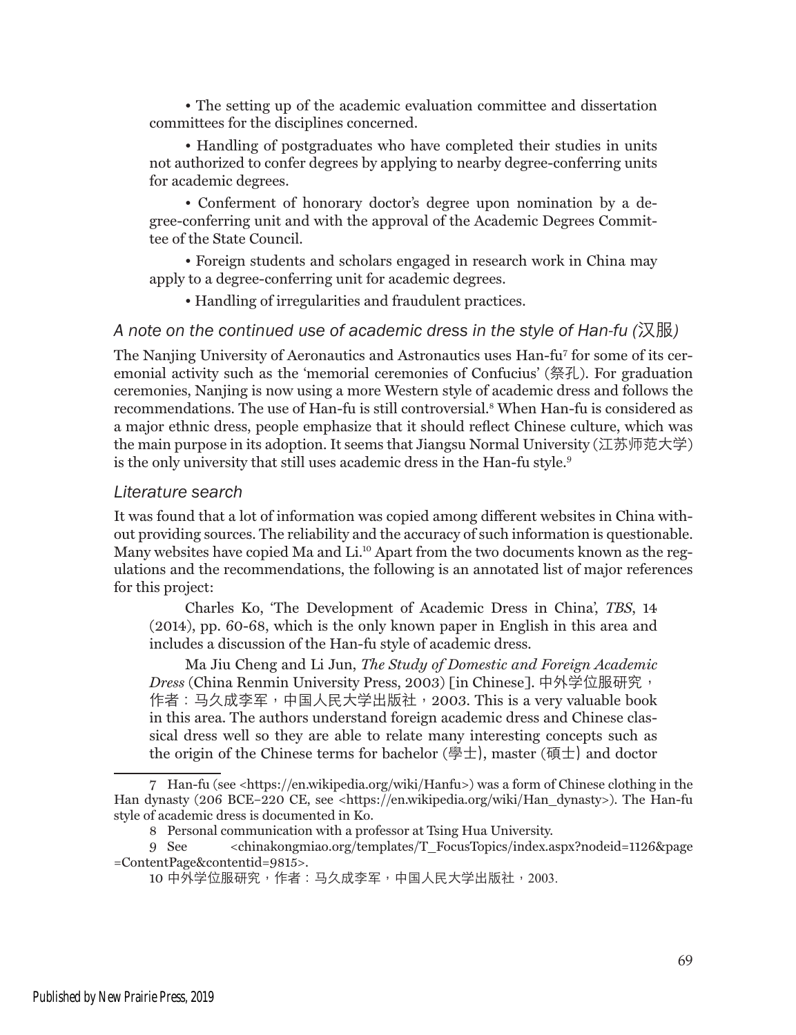• The setting up of the academic evaluation committee and dissertation committees for the disciplines concerned.

• Handling of postgraduates who have completed their studies in units not authorized to confer degrees by applying to nearby degree-conferring units for academic degrees.

• Conferment of honorary doctor's degree upon nomination by a degree-conferring unit and with the approval of the Academic Degrees Committee of the State Council.

• Foreign students and scholars engaged in research work in China may apply to a degree-conferring unit for academic degrees.

• Handling of irregularities and fraudulent practices.

### *A note on the continued use of academic dress in the style of Han-fu (汉服)*

The Nanjing University of Aeronautics and Astronautics uses Han-fu[7] for some of its ceremonial activity such as the 'memorial ceremonies of Confucius' (祭孔). For graduation ceremonies, Nanjing is now using a more Western style of academic dress and follows the recommendations. The use of Han-fu is still controversial.[8] When Han-fu is considered as a major ethnic dress, people emphasize that it should reflect Chinese culture, which was the main purpose in its adoption. It seems that Jiangsu Normal University (江苏师范大学) is the only university that still uses academic dress in the Han-fu style.[9]

### *Literature search*

It was found that a lot of information was copied among different websites in China without providing sources. The reliability and the accuracy of such information is questionable. Many websites have copied Ma and Li.[10] Apart from the two documents known as the regulations and the recommendations, the following is an annotated list of major references for this project:

Charles Ko, 'The Development of Academic Dress in China', *TBS*, 14 (2014), pp. 60-68, which is the only known paper in English in this area and includes a discussion of the Han-fu style of academic dress.

Ma Jiu Cheng and Li Jun, *The Study of Domestic and Foreign Academic Dress* (China Renmin University Press, 2003) [in Chinese]. 中外学位服研究，作者：马久成李军，中国人民大学出版社，2003. This is a very valuable book in this area. The authors understand foreign academic dress and Chinese classical dress well so they are able to relate many interesting concepts such as the origin of the Chinese terms for bachelor (學士), master (碩士) and doctor

---

7 Han-fu (see <https://en.wikipedia.org/wiki/Hanfu>) was a form of Chinese clothing in the Han dynasty (206 BCE–220 CE, see <https://en.wikipedia.org/wiki/Han_dynasty>). The Han-fu style of academic dress is documented in Ko.

8 Personal communication with a professor at Tsing Hua University.

9 See <chinakongmiao.org/templates/T_FocusTopics/index.aspx?nodeid=1126&page=ContentPage&contentid=9815>.

10 中外学位服研究，作者：马久成李军，中国人民大学出版社，2003.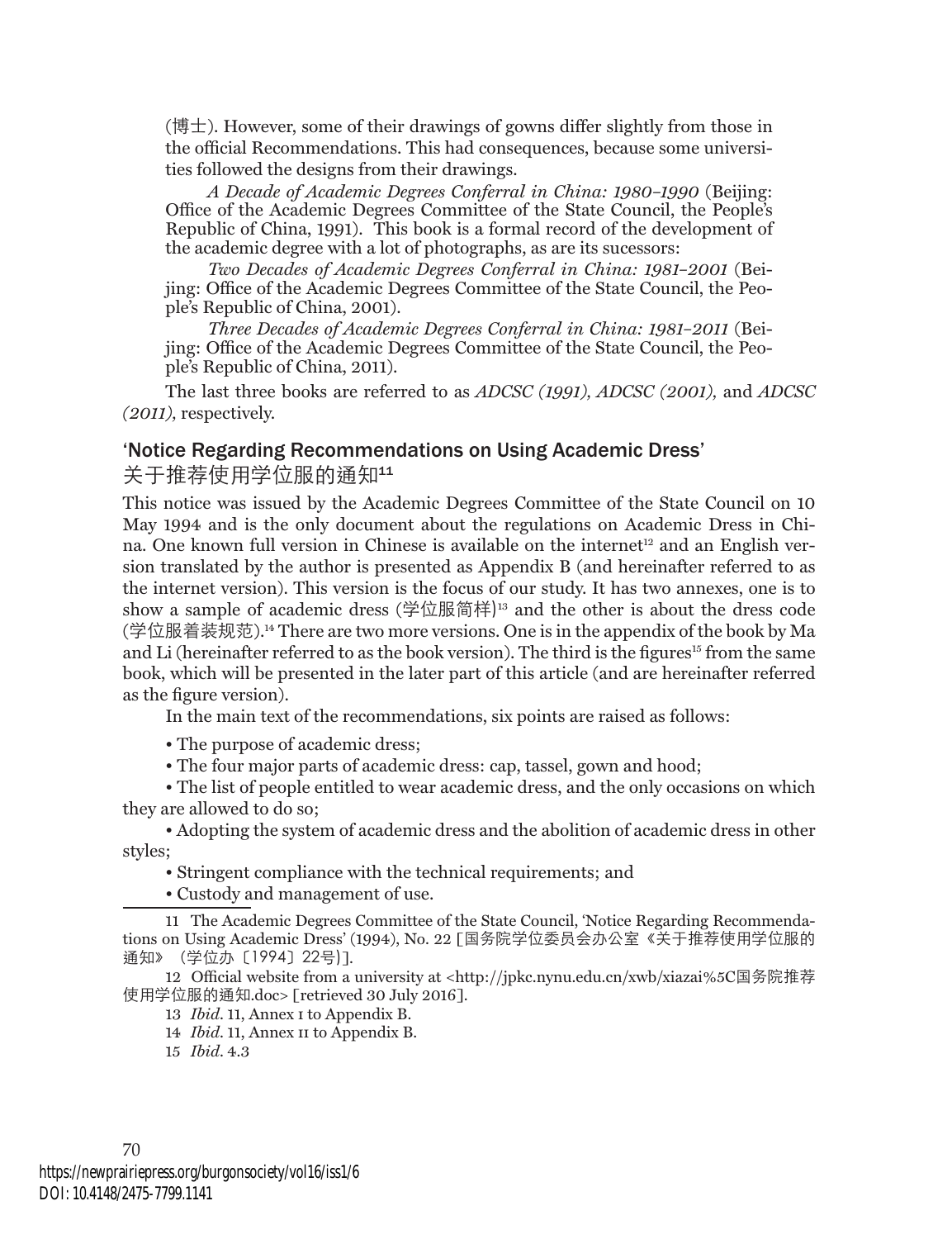(博士). However, some of their drawings of gowns differ slightly from those in the official Recommendations. This had consequences, because some universities followed the designs from their drawings.

*A Decade of Academic Degrees Conferral in China: 1980–1990* (Beijing: Office of the Academic Degrees Committee of the State Council, the People's Republic of China, 1991). This book is a formal record of the development of the academic degree with a lot of photographs, as are its sucessors:

*Two Decades of Academic Degrees Conferral in China: 1981–2001* (Beijing: Office of the Academic Degrees Committee of the State Council, the People's Republic of China, 2001).

*Three Decades of Academic Degrees Conferral in China: 1981–2011* (Beijing: Office of the Academic Degrees Committee of the State Council, the People's Republic of China, 2011).

The last three books are referred to as *ADCSC (1991), ADCSC (2001),* and *ADCSC (2011),* respectively.

## 'Notice Regarding Recommendations on Using Academic Dress' 关于推荐使用学位服的通知[11]

This notice was issued by the Academic Degrees Committee of the State Council on 10 May 1994 and is the only document about the regulations on Academic Dress in China. One known full version in Chinese is available on the internet[12] and an English version translated by the author is presented as Appendix B (and hereinafter referred to as the internet version). This version is the focus of our study. It has two annexes, one is to show a sample of academic dress (学位服简样)[13] and the other is about the dress code (学位服着装规范).[14] There are two more versions. One is in the appendix of the book by Ma and Li (hereinafter referred to as the book version). The third is the figures[15] from the same book, which will be presented in the later part of this article (and are hereinafter referred as the figure version).

In the main text of the recommendations, six points are raised as follows:

- The purpose of academic dress;
- The four major parts of academic dress: cap, tassel, gown and hood;
- The list of people entitled to wear academic dress, and the only occasions on which they are allowed to do so;
- Adopting the system of academic dress and the abolition of academic dress in other styles;
- Stringent compliance with the technical requirements; and
- Custody and management of use.

---

11 The Academic Degrees Committee of the State Council, 'Notice Regarding Recommendations on Using Academic Dress' (1994), No. 22 [国务院学位委员会办公室《关于推荐使用学位服的通知》（学位办〔1994〕22号)].

12 Official website from a university at <http://jpkc.nynu.edu.cn/xwb/xiazai%5C国务院推荐使用学位服的通知.doc> [retrieved 30 July 2016].

13 *Ibid.* 11, Annex I to Appendix B.

14 *Ibid.* 11, Annex II to Appendix B.

15 *Ibid.* 4.3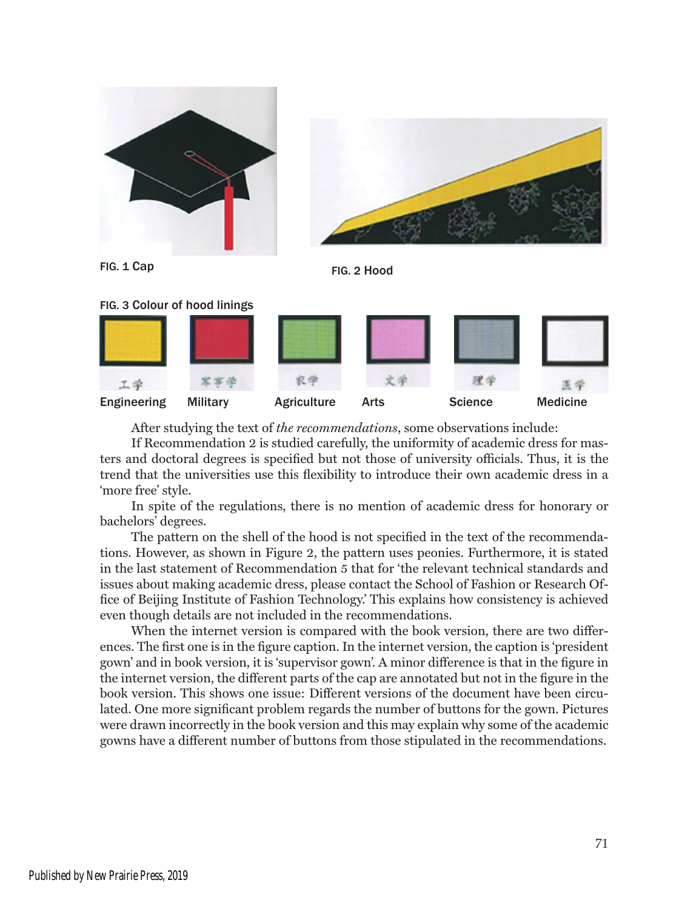FIG. 1 Cap

FIG. 2 Hood

FIG. 3 Colour of hood linings

工学 Engineering　军事学 Military　农学 Agriculture　文学 Arts　理学 Science　医学 Medicine

After studying the text of *the recommendations*, some observations include:

If Recommendation 2 is studied carefully, the uniformity of academic dress for masters and doctoral degrees is specified but not those of university officials. Thus, it is the trend that the universities use this flexibility to introduce their own academic dress in a 'more free' style.

In spite of the regulations, there is no mention of academic dress for honorary or bachelors' degrees.

The pattern on the shell of the hood is not specified in the text of the recommendations. However, as shown in Figure 2, the pattern uses peonies. Furthermore, it is stated in the last statement of Recommendation 5 that for 'the relevant technical standards and issues about making academic dress, please contact the School of Fashion or Research Office of Beijing Institute of Fashion Technology.' This explains how consistency is achieved even though details are not included in the recommendations.

When the internet version is compared with the book version, there are two differences. The first one is in the figure caption. In the internet version, the caption is 'president gown' and in book version, it is 'supervisor gown'. A minor difference is that in the figure in the internet version, the different parts of the cap are annotated but not in the figure in the book version. This shows one issue: Different versions of the document have been circulated. One more significant problem regards the number of buttons for the gown. Pictures were drawn incorrectly in the book version and this may explain why some of the academic gowns have a different number of buttons from those stipulated in the recommendations.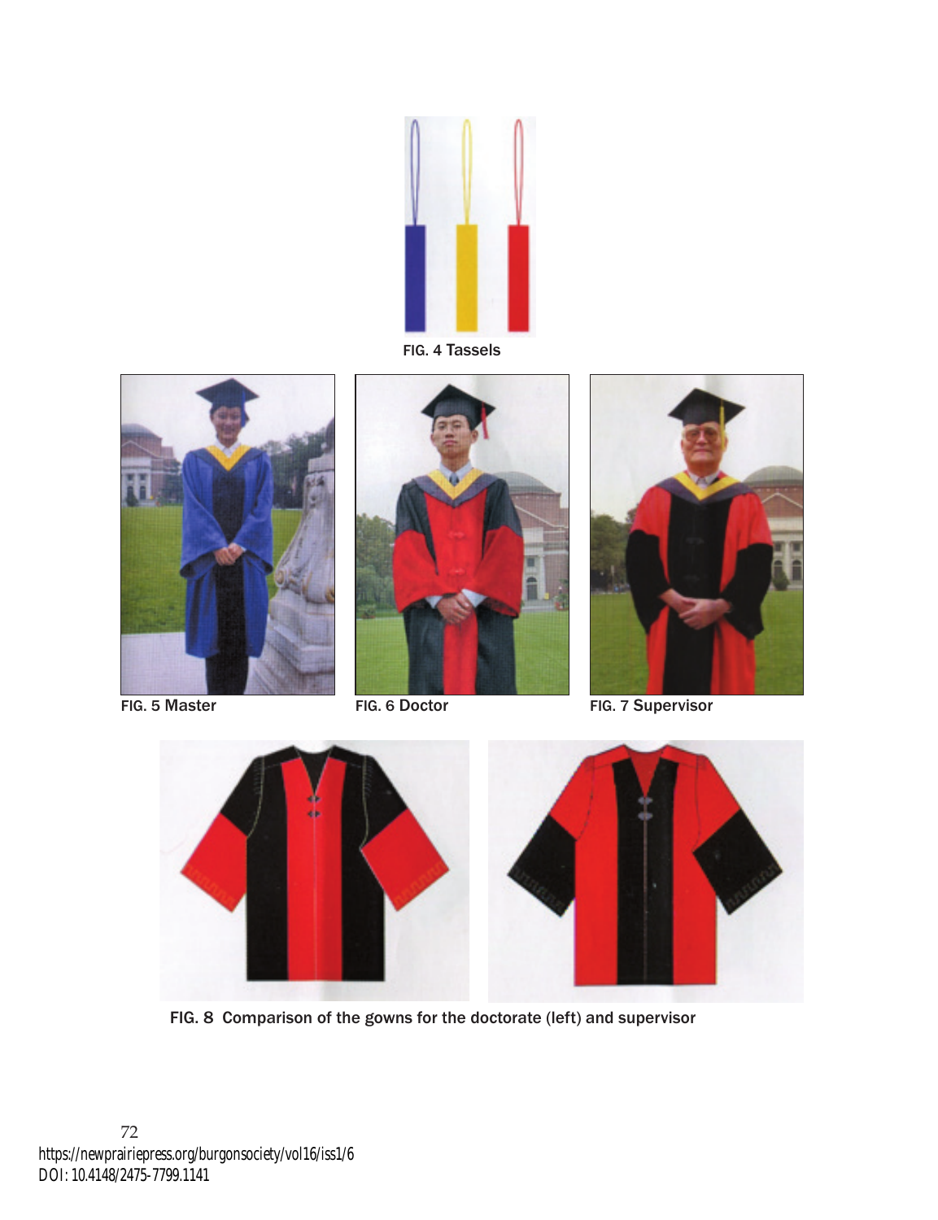FIG. 4 Tassels

FIG. 5 Master

FIG. 6 Doctor

FIG. 7 Supervisor

FIG. 8 Comparison of the gowns for the doctorate (left) and supervisor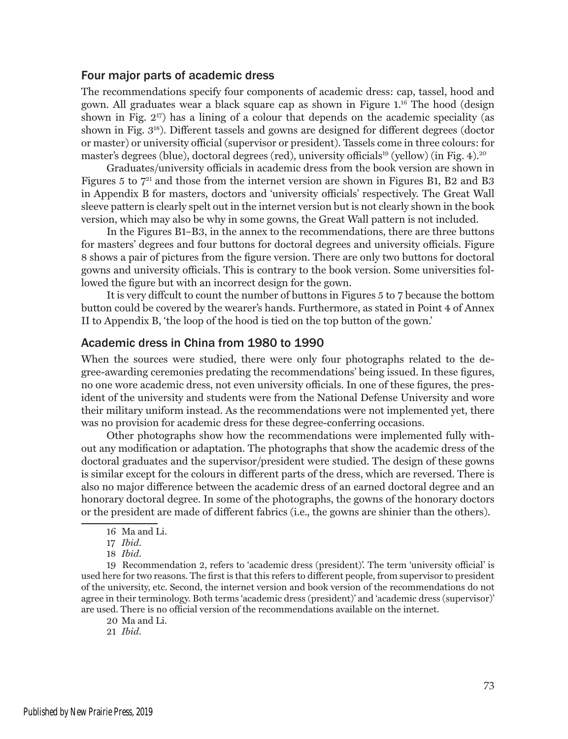## Four major parts of academic dress

The recommendations specify four components of academic dress: cap, tassel, hood and gown. All graduates wear a black square cap as shown in Figure 1.[16] The hood (design shown in Fig. 2[17]) has a lining of a colour that depends on the academic speciality (as shown in Fig. 3[18]). Different tassels and gowns are designed for different degrees (doctor or master) or university official (supervisor or president). Tassels come in three colours: for master's degrees (blue), doctoral degrees (red), university officials[19] (yellow) (in Fig. 4).[20]

Graduates/university officials in academic dress from the book version are shown in Figures 5 to 7[21] and those from the internet version are shown in Figures B1, B2 and B3 in Appendix B for masters, doctors and 'university officials' respectively. The Great Wall sleeve pattern is clearly spelt out in the internet version but is not clearly shown in the book version, which may also be why in some gowns, the Great Wall pattern is not included.

In the Figures B1–B3, in the annex to the recommendations, there are three buttons for masters' degrees and four buttons for doctoral degrees and university officials. Figure 8 shows a pair of pictures from the figure version. There are only two buttons for doctoral gowns and university officials. This is contrary to the book version. Some universities followed the figure but with an incorrect design for the gown.

It is very diffcult to count the number of buttons in Figures 5 to 7 because the bottom button could be covered by the wearer's hands. Furthermore, as stated in Point 4 of Annex II to Appendix B, 'the loop of the hood is tied on the top button of the gown.'

## Academic dress in China from 1980 to 1990

When the sources were studied, there were only four photographs related to the degree-awarding ceremonies predating the recommendations' being issued. In these figures, no one wore academic dress, not even university officials. In one of these figures, the president of the university and students were from the National Defense University and wore their military uniform instead. As the recommendations were not implemented yet, there was no provision for academic dress for these degree-conferring occasions.

Other photographs show how the recommendations were implemented fully without any modification or adaptation. The photographs that show the academic dress of the doctoral graduates and the supervisor/president were studied. The design of these gowns is similar except for the colours in different parts of the dress, which are reversed. There is also no major difference between the academic dress of an earned doctoral degree and an honorary doctoral degree. In some of the photographs, the gowns of the honorary doctors or the president are made of different fabrics (i.e., the gowns are shinier than the others).

---

16 Ma and Li.

17 *Ibid.*

18 *Ibid.*

19 Recommendation 2, refers to 'academic dress (president)'. The term 'university official' is used here for two reasons. The first is that this refers to different people, from supervisor to president of the university, etc. Second, the internet version and book version of the recommendations do not agree in their terminology. Both terms 'academic dress (president)' and 'academic dress (supervisor)' are used. There is no official version of the recommendations available on the internet.

20 Ma and Li.

21 *Ibid.*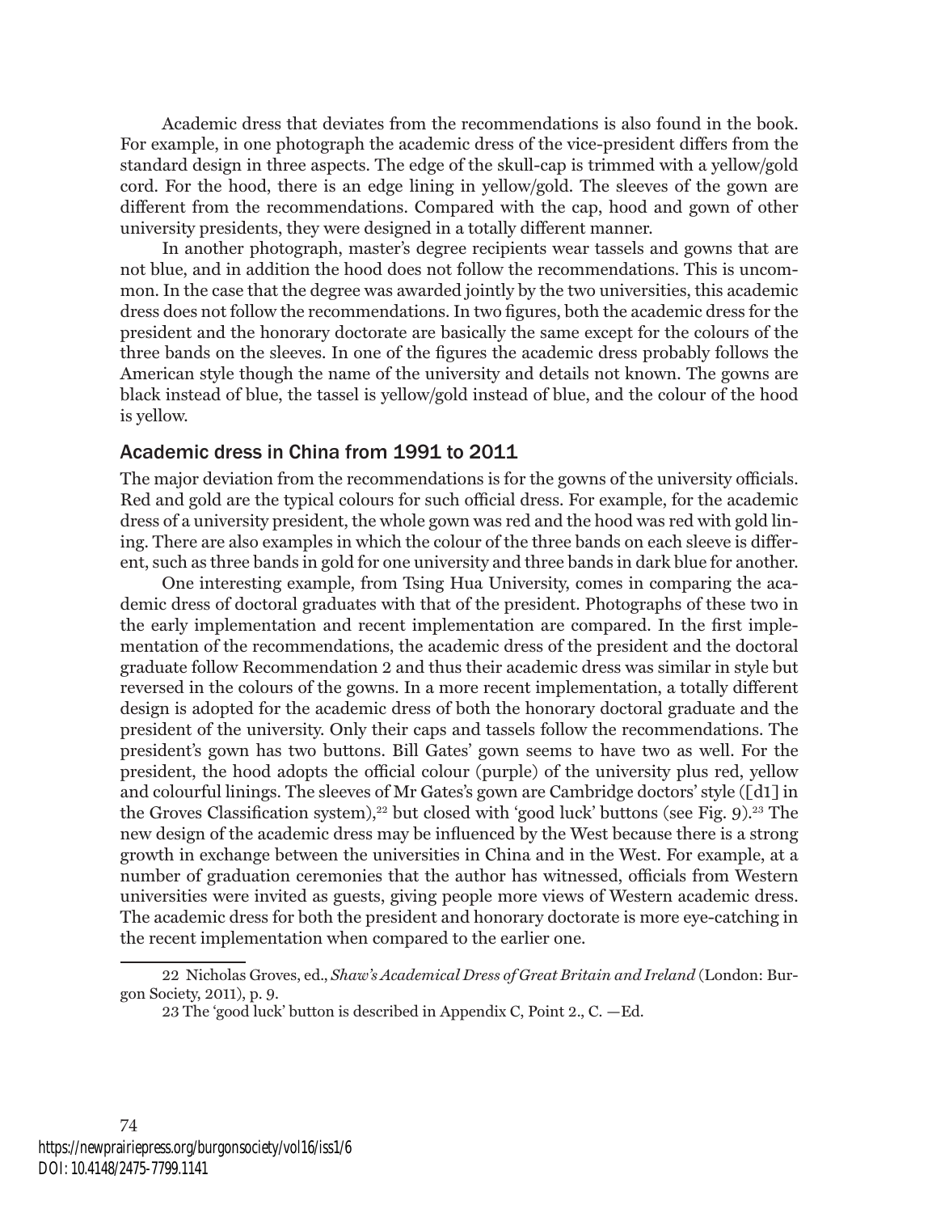Academic dress that deviates from the recommendations is also found in the book. For example, in one photograph the academic dress of the vice-president differs from the standard design in three aspects. The edge of the skull-cap is trimmed with a yellow/gold cord. For the hood, there is an edge lining in yellow/gold. The sleeves of the gown are different from the recommendations. Compared with the cap, hood and gown of other university presidents, they were designed in a totally different manner.

In another photograph, master's degree recipients wear tassels and gowns that are not blue, and in addition the hood does not follow the recommendations. This is uncommon. In the case that the degree was awarded jointly by the two universities, this academic dress does not follow the recommendations. In two figures, both the academic dress for the president and the honorary doctorate are basically the same except for the colours of the three bands on the sleeves. In one of the figures the academic dress probably follows the American style though the name of the university and details not known. The gowns are black instead of blue, the tassel is yellow/gold instead of blue, and the colour of the hood is yellow.

## Academic dress in China from 1991 to 2011

The major deviation from the recommendations is for the gowns of the university officials. Red and gold are the typical colours for such official dress. For example, for the academic dress of a university president, the whole gown was red and the hood was red with gold lining. There are also examples in which the colour of the three bands on each sleeve is different, such as three bands in gold for one university and three bands in dark blue for another.

One interesting example, from Tsing Hua University, comes in comparing the academic dress of doctoral graduates with that of the president. Photographs of these two in the early implementation and recent implementation are compared. In the first implementation of the recommendations, the academic dress of the president and the doctoral graduate follow Recommendation 2 and thus their academic dress was similar in style but reversed in the colours of the gowns. In a more recent implementation, a totally different design is adopted for the academic dress of both the honorary doctoral graduate and the president of the university. Only their caps and tassels follow the recommendations. The president's gown has two buttons. Bill Gates' gown seems to have two as well. For the president, the hood adopts the official colour (purple) of the university plus red, yellow and colourful linings. The sleeves of Mr Gates's gown are Cambridge doctors' style ([d1] in the Groves Classification system),[22] but closed with 'good luck' buttons (see Fig. 9).[23] The new design of the academic dress may be influenced by the West because there is a strong growth in exchange between the universities in China and in the West. For example, at a number of graduation ceremonies that the author has witnessed, officials from Western universities were invited as guests, giving people more views of Western academic dress. The academic dress for both the president and honorary doctorate is more eye-catching in the recent implementation when compared to the earlier one.

---

22 Nicholas Groves, ed., *Shaw's Academical Dress of Great Britain and Ireland* (London: Burgon Society, 2011), p. 9.

23 The 'good luck' button is described in Appendix C, Point 2., C. —Ed.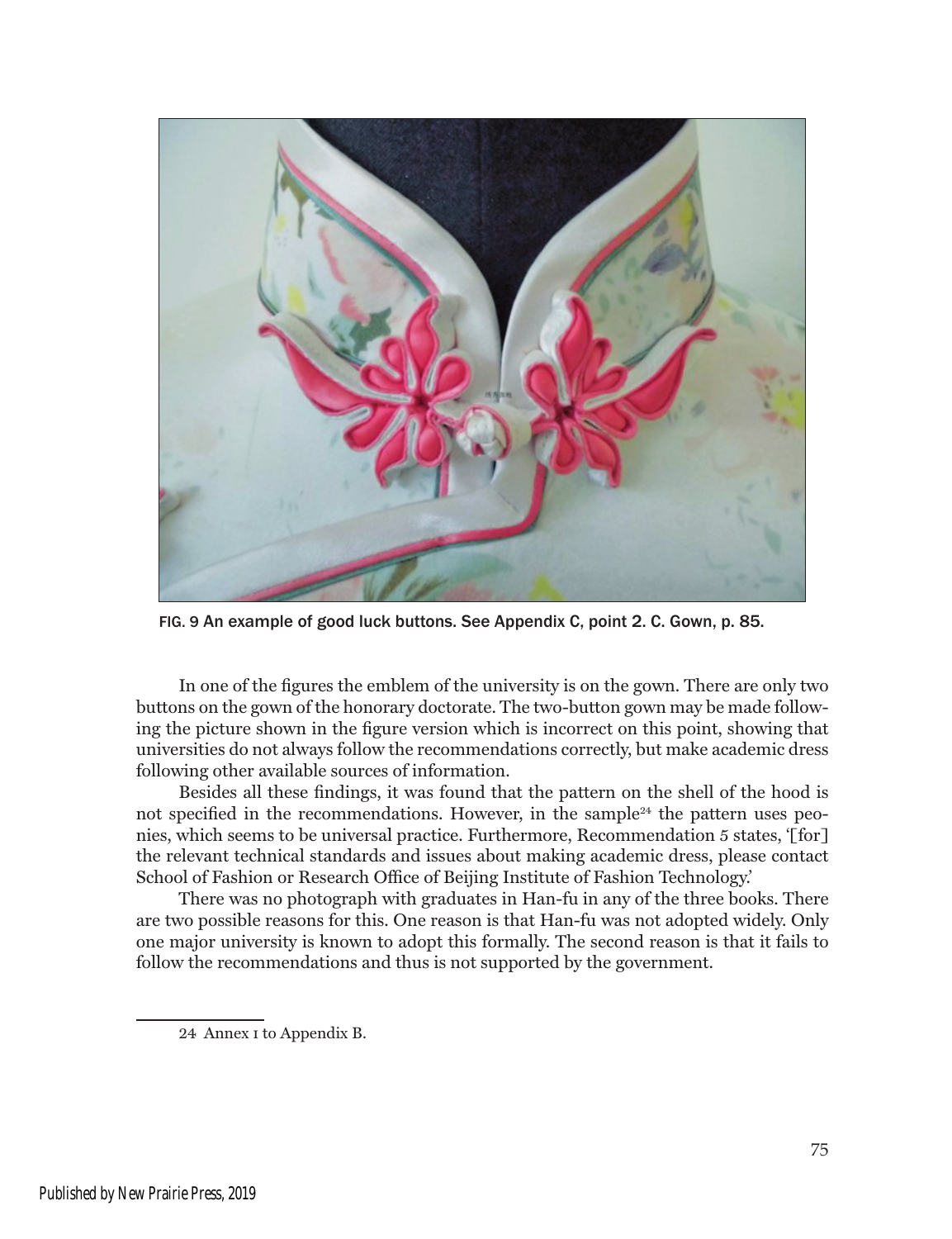FIG. 9 An example of good luck buttons. See Appendix C, point 2. C. Gown, p. 85.

In one of the figures the emblem of the university is on the gown. There are only two buttons on the gown of the honorary doctorate. The two-button gown may be made following the picture shown in the figure version which is incorrect on this point, showing that universities do not always follow the recommendations correctly, but make academic dress following other available sources of information.

Besides all these findings, it was found that the pattern on the shell of the hood is not specified in the recommendations. However, in the sample[24] the pattern uses peonies, which seems to be universal practice. Furthermore, Recommendation 5 states, '[for] the relevant technical standards and issues about making academic dress, please contact School of Fashion or Research Office of Beijing Institute of Fashion Technology.'

There was no photograph with graduates in Han-fu in any of the three books. There are two possible reasons for this. One reason is that Han-fu was not adopted widely. Only one major university is known to adopt this formally. The second reason is that it fails to follow the recommendations and thus is not supported by the government.

24 Annex 1 to Appendix B.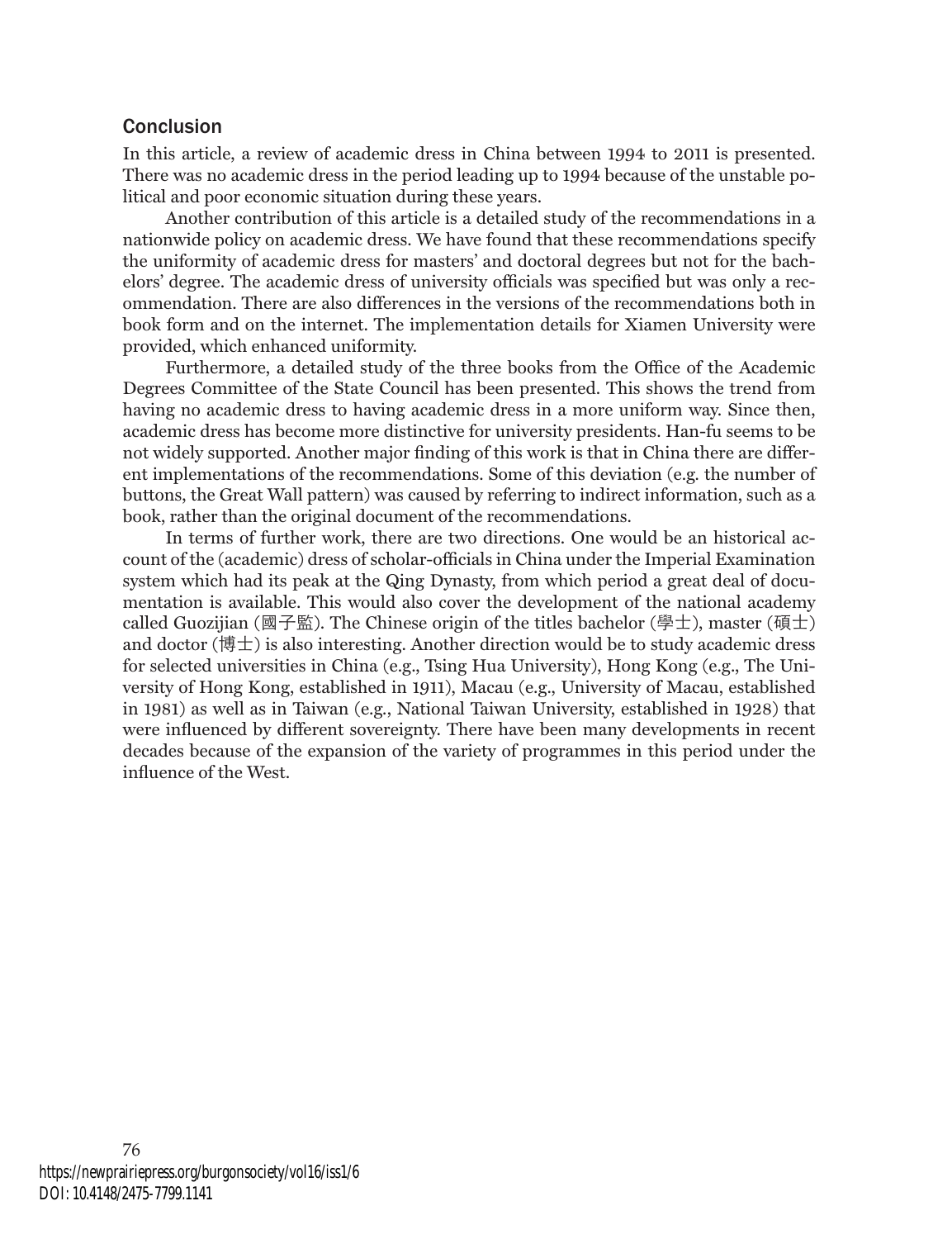## Conclusion

In this article, a review of academic dress in China between 1994 to 2011 is presented. There was no academic dress in the period leading up to 1994 because of the unstable political and poor economic situation during these years.

Another contribution of this article is a detailed study of the recommendations in a nationwide policy on academic dress. We have found that these recommendations specify the uniformity of academic dress for masters' and doctoral degrees but not for the bachelors' degree. The academic dress of university officials was specified but was only a recommendation. There are also differences in the versions of the recommendations both in book form and on the internet. The implementation details for Xiamen University were provided, which enhanced uniformity.

Furthermore, a detailed study of the three books from the Office of the Academic Degrees Committee of the State Council has been presented. This shows the trend from having no academic dress to having academic dress in a more uniform way. Since then, academic dress has become more distinctive for university presidents. Han-fu seems to be not widely supported. Another major finding of this work is that in China there are different implementations of the recommendations. Some of this deviation (e.g. the number of buttons, the Great Wall pattern) was caused by referring to indirect information, such as a book, rather than the original document of the recommendations.

In terms of further work, there are two directions. One would be an historical account of the (academic) dress of scholar-officials in China under the Imperial Examination system which had its peak at the Qing Dynasty, from which period a great deal of documentation is available. This would also cover the development of the national academy called Guozijian (國子監). The Chinese origin of the titles bachelor (學士), master (碩士) and doctor (博士) is also interesting. Another direction would be to study academic dress for selected universities in China (e.g., Tsing Hua University), Hong Kong (e.g., The University of Hong Kong, established in 1911), Macau (e.g., University of Macau, established in 1981) as well as in Taiwan (e.g., National Taiwan University, established in 1928) that were influenced by different sovereignty. There have been many developments in recent decades because of the expansion of the variety of programmes in this period under the influence of the West.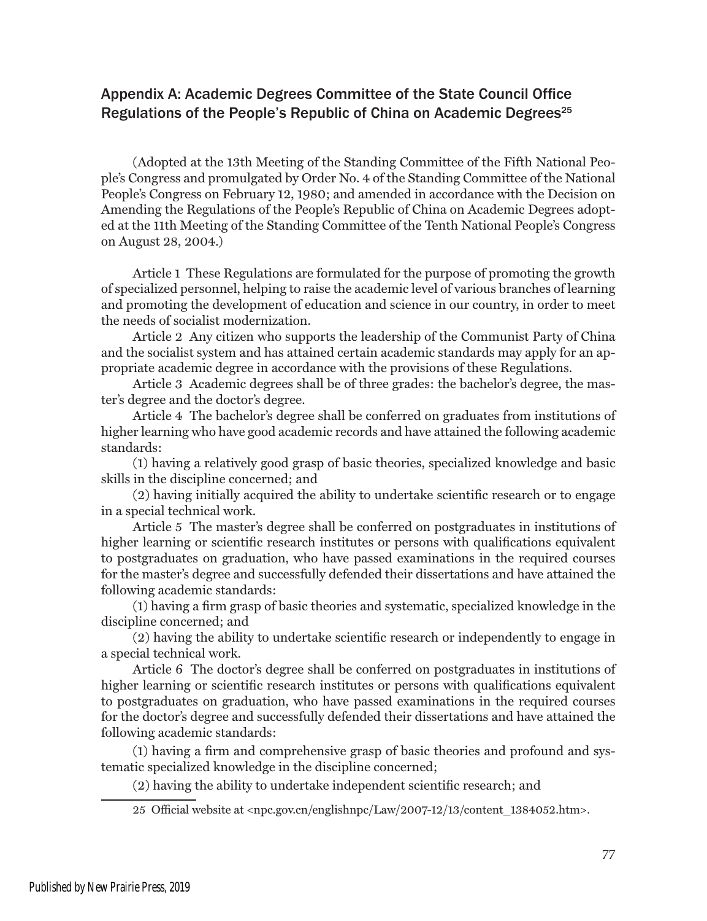## Appendix A: Academic Degrees Committee of the State Council Office Regulations of the People's Republic of China on Academic Degrees[25]

(Adopted at the 13th Meeting of the Standing Committee of the Fifth National People's Congress and promulgated by Order No. 4 of the Standing Committee of the National People's Congress on February 12, 1980; and amended in accordance with the Decision on Amending the Regulations of the People's Republic of China on Academic Degrees adopted at the 11th Meeting of the Standing Committee of the Tenth National People's Congress on August 28, 2004.)

Article 1 These Regulations are formulated for the purpose of promoting the growth of specialized personnel, helping to raise the academic level of various branches of learning and promoting the development of education and science in our country, in order to meet the needs of socialist modernization.

Article 2 Any citizen who supports the leadership of the Communist Party of China and the socialist system and has attained certain academic standards may apply for an appropriate academic degree in accordance with the provisions of these Regulations.

Article 3 Academic degrees shall be of three grades: the bachelor's degree, the master's degree and the doctor's degree.

Article 4 The bachelor's degree shall be conferred on graduates from institutions of higher learning who have good academic records and have attained the following academic standards:

(1) having a relatively good grasp of basic theories, specialized knowledge and basic skills in the discipline concerned; and

(2) having initially acquired the ability to undertake scientific research or to engage in a special technical work.

Article 5 The master's degree shall be conferred on postgraduates in institutions of higher learning or scientific research institutes or persons with qualifications equivalent to postgraduates on graduation, who have passed examinations in the required courses for the master's degree and successfully defended their dissertations and have attained the following academic standards:

(1) having a firm grasp of basic theories and systematic, specialized knowledge in the discipline concerned; and

(2) having the ability to undertake scientific research or independently to engage in a special technical work.

Article 6 The doctor's degree shall be conferred on postgraduates in institutions of higher learning or scientific research institutes or persons with qualifications equivalent to postgraduates on graduation, who have passed examinations in the required courses for the doctor's degree and successfully defended their dissertations and have attained the following academic standards:

(1) having a firm and comprehensive grasp of basic theories and profound and systematic specialized knowledge in the discipline concerned;

(2) having the ability to undertake independent scientific research; and

---

25 Official website at <npc.gov.cn/englishnpc/Law/2007-12/13/content_1384052.htm>.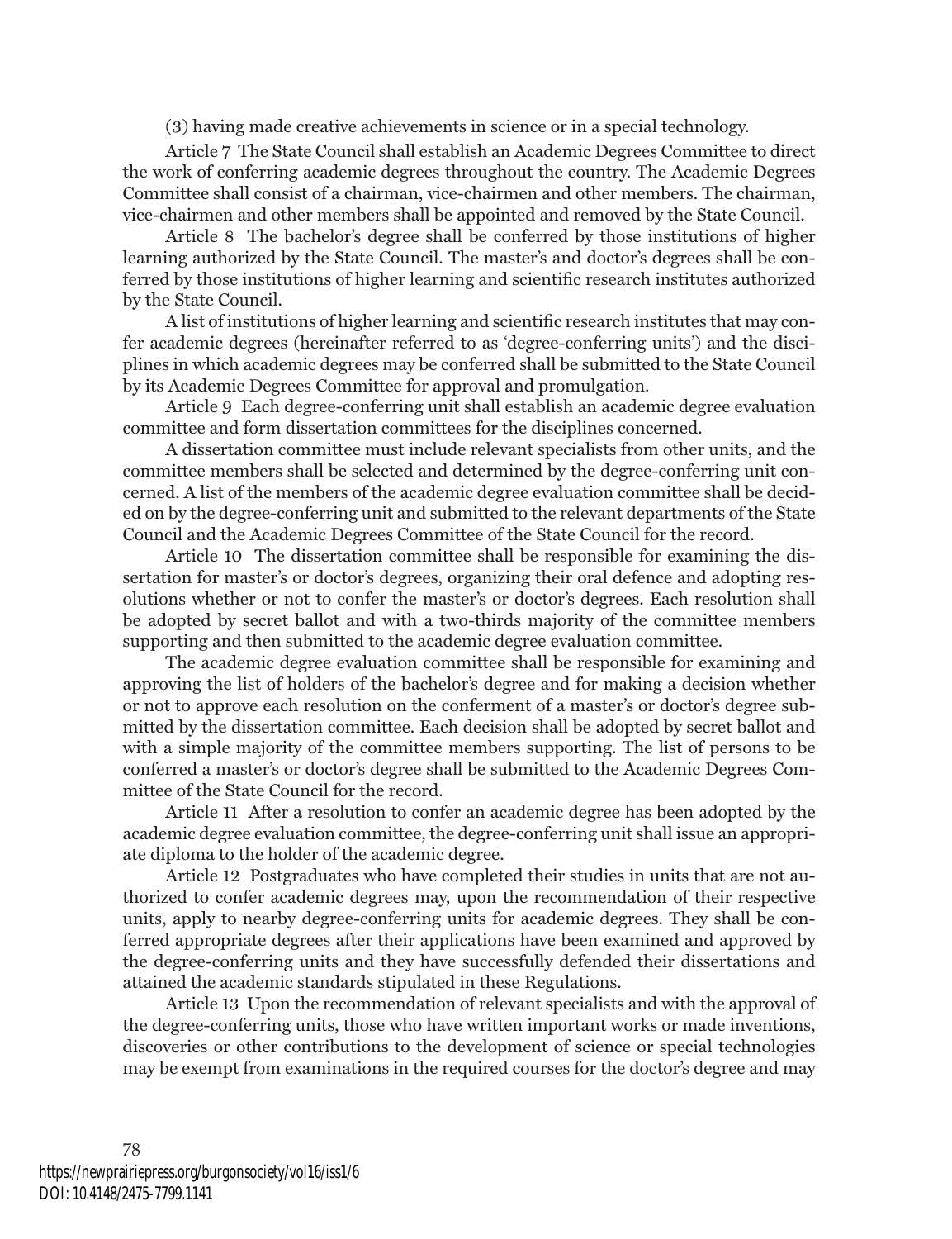(3) having made creative achievements in science or in a special technology.

Article 7 The State Council shall establish an Academic Degrees Committee to direct the work of conferring academic degrees throughout the country. The Academic Degrees Committee shall consist of a chairman, vice-chairmen and other members. The chairman, vice-chairmen and other members shall be appointed and removed by the State Council.

Article 8 The bachelor's degree shall be conferred by those institutions of higher learning authorized by the State Council. The master's and doctor's degrees shall be conferred by those institutions of higher learning and scientific research institutes authorized by the State Council.

A list of institutions of higher learning and scientific research institutes that may confer academic degrees (hereinafter referred to as 'degree-conferring units') and the disciplines in which academic degrees may be conferred shall be submitted to the State Council by its Academic Degrees Committee for approval and promulgation.

Article 9 Each degree-conferring unit shall establish an academic degree evaluation committee and form dissertation committees for the disciplines concerned.

A dissertation committee must include relevant specialists from other units, and the committee members shall be selected and determined by the degree-conferring unit concerned. A list of the members of the academic degree evaluation committee shall be decided on by the degree-conferring unit and submitted to the relevant departments of the State Council and the Academic Degrees Committee of the State Council for the record.

Article 10 The dissertation committee shall be responsible for examining the dissertation for master's or doctor's degrees, organizing their oral defence and adopting resolutions whether or not to confer the master's or doctor's degrees. Each resolution shall be adopted by secret ballot and with a two-thirds majority of the committee members supporting and then submitted to the academic degree evaluation committee.

The academic degree evaluation committee shall be responsible for examining and approving the list of holders of the bachelor's degree and for making a decision whether or not to approve each resolution on the conferment of a master's or doctor's degree submitted by the dissertation committee. Each decision shall be adopted by secret ballot and with a simple majority of the committee members supporting. The list of persons to be conferred a master's or doctor's degree shall be submitted to the Academic Degrees Committee of the State Council for the record.

Article 11 After a resolution to confer an academic degree has been adopted by the academic degree evaluation committee, the degree-conferring unit shall issue an appropriate diploma to the holder of the academic degree.

Article 12 Postgraduates who have completed their studies in units that are not authorized to confer academic degrees may, upon the recommendation of their respective units, apply to nearby degree-conferring units for academic degrees. They shall be conferred appropriate degrees after their applications have been examined and approved by the degree-conferring units and they have successfully defended their dissertations and attained the academic standards stipulated in these Regulations.

Article 13 Upon the recommendation of relevant specialists and with the approval of the degree-conferring units, those who have written important works or made inventions, discoveries or other contributions to the development of science or special technologies may be exempt from examinations in the required courses for the doctor's degree and may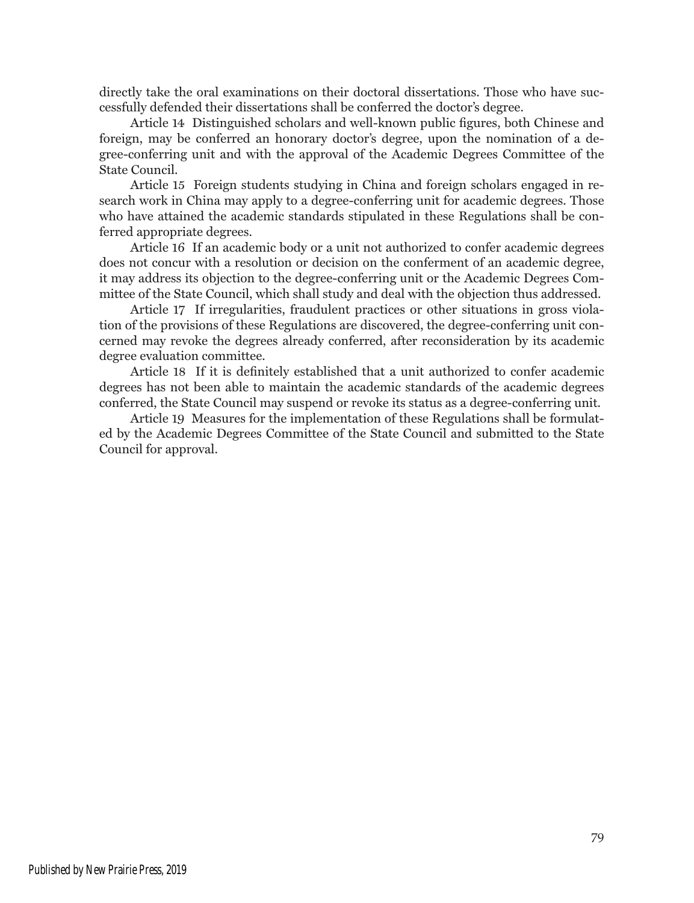directly take the oral examinations on their doctoral dissertations. Those who have successfully defended their dissertations shall be conferred the doctor's degree.

Article 14 Distinguished scholars and well-known public figures, both Chinese and foreign, may be conferred an honorary doctor's degree, upon the nomination of a degree-conferring unit and with the approval of the Academic Degrees Committee of the State Council.

Article 15 Foreign students studying in China and foreign scholars engaged in research work in China may apply to a degree-conferring unit for academic degrees. Those who have attained the academic standards stipulated in these Regulations shall be conferred appropriate degrees.

Article 16 If an academic body or a unit not authorized to confer academic degrees does not concur with a resolution or decision on the conferment of an academic degree, it may address its objection to the degree-conferring unit or the Academic Degrees Committee of the State Council, which shall study and deal with the objection thus addressed.

Article 17 If irregularities, fraudulent practices or other situations in gross violation of the provisions of these Regulations are discovered, the degree-conferring unit concerned may revoke the degrees already conferred, after reconsideration by its academic degree evaluation committee.

Article 18 If it is definitely established that a unit authorized to confer academic degrees has not been able to maintain the academic standards of the academic degrees conferred, the State Council may suspend or revoke its status as a degree-conferring unit.

Article 19 Measures for the implementation of these Regulations shall be formulated by the Academic Degrees Committee of the State Council and submitted to the State Council for approval.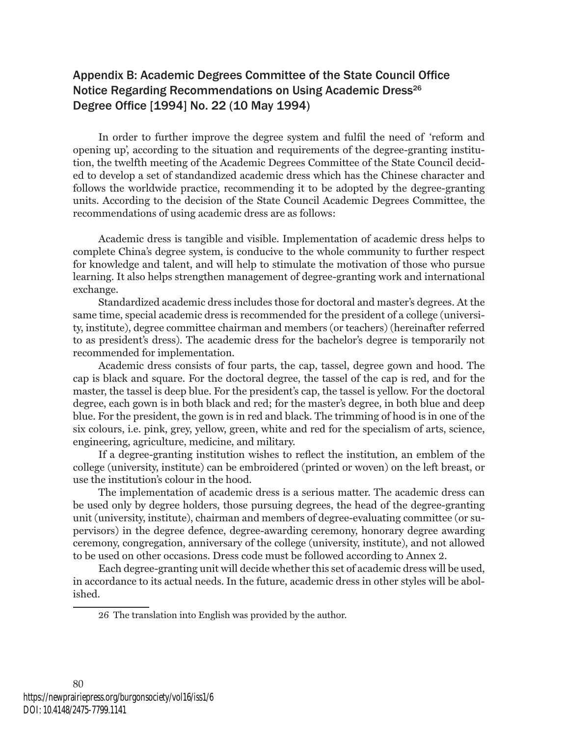## Appendix B: Academic Degrees Committee of the State Council Office Notice Regarding Recommendations on Using Academic Dress[26] Degree Office [1994] No. 22 (10 May 1994)

In order to further improve the degree system and fulfil the need of 'reform and opening up', according to the situation and requirements of the degree-granting institution, the twelfth meeting of the Academic Degrees Committee of the State Council decided to develop a set of standandized academic dress which has the Chinese character and follows the worldwide practice, recommending it to be adopted by the degree-granting units. According to the decision of the State Council Academic Degrees Committee, the recommendations of using academic dress are as follows:

Academic dress is tangible and visible. Implementation of academic dress helps to complete China's degree system, is conducive to the whole community to further respect for knowledge and talent, and will help to stimulate the motivation of those who pursue learning. It also helps strengthen management of degree-granting work and international exchange.

Standardized academic dress includes those for doctoral and master's degrees. At the same time, special academic dress is recommended for the president of a college (university, institute), degree committee chairman and members (or teachers) (hereinafter referred to as president's dress). The academic dress for the bachelor's degree is temporarily not recommended for implementation.

Academic dress consists of four parts, the cap, tassel, degree gown and hood. The cap is black and square. For the doctoral degree, the tassel of the cap is red, and for the master, the tassel is deep blue. For the president's cap, the tassel is yellow. For the doctoral degree, each gown is in both black and red; for the master's degree, in both blue and deep blue. For the president, the gown is in red and black. The trimming of hood is in one of the six colours, i.e. pink, grey, yellow, green, white and red for the specialism of arts, science, engineering, agriculture, medicine, and military.

If a degree-granting institution wishes to reflect the institution, an emblem of the college (university, institute) can be embroidered (printed or woven) on the left breast, or use the institution's colour in the hood.

The implementation of academic dress is a serious matter. The academic dress can be used only by degree holders, those pursuing degrees, the head of the degree-granting unit (university, institute), chairman and members of degree-evaluating committee (or supervisors) in the degree defence, degree-awarding ceremony, honorary degree awarding ceremony, congregation, anniversary of the college (university, institute), and not allowed to be used on other occasions. Dress code must be followed according to Annex 2.

Each degree-granting unit will decide whether this set of academic dress will be used, in accordance to its actual needs. In the future, academic dress in other styles will be abolished.

---

26 The translation into English was provided by the author.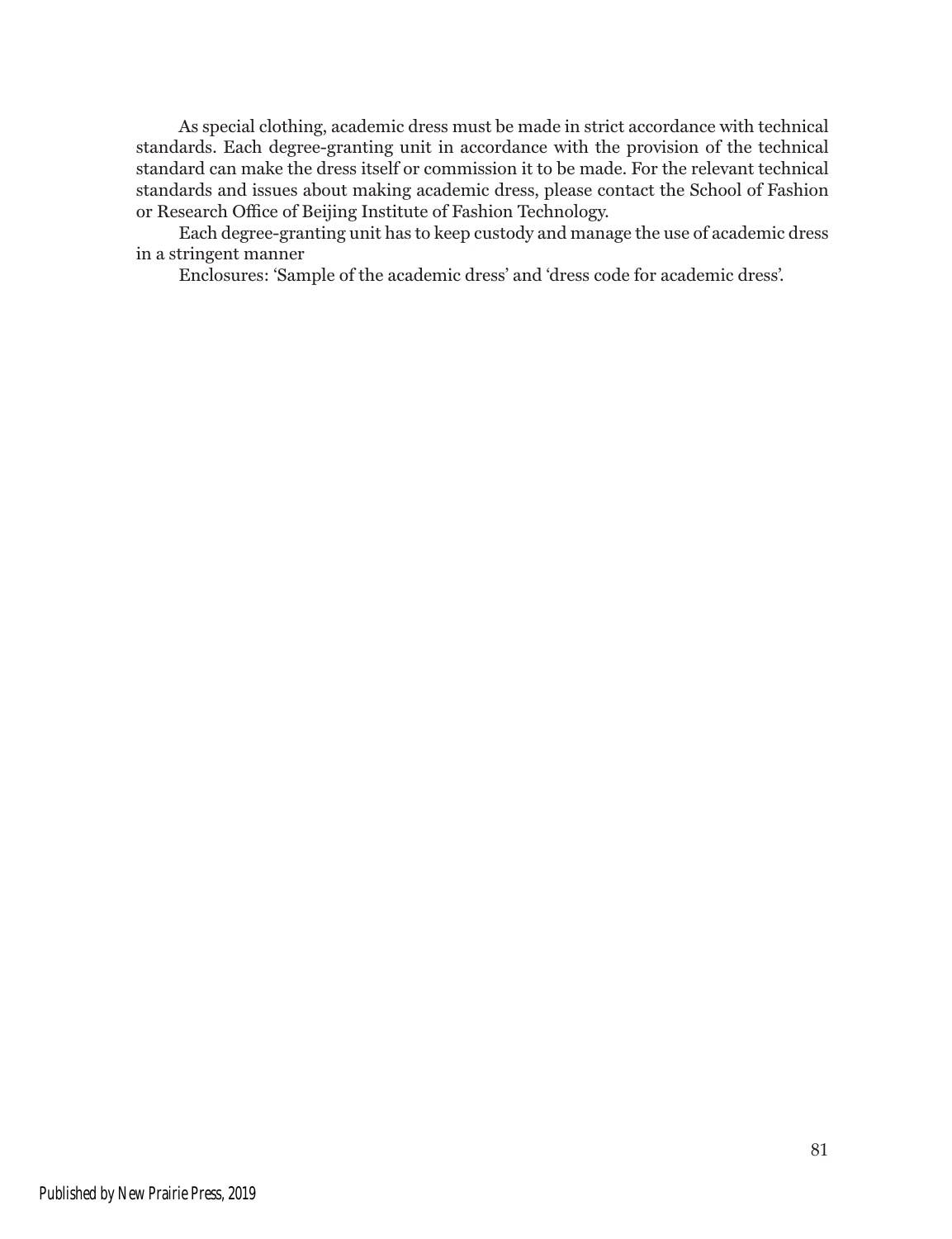As special clothing, academic dress must be made in strict accordance with technical standards. Each degree-granting unit in accordance with the provision of the technical standard can make the dress itself or commission it to be made. For the relevant technical standards and issues about making academic dress, please contact the School of Fashion or Research Office of Beijing Institute of Fashion Technology.

Each degree-granting unit has to keep custody and manage the use of academic dress in a stringent manner

Enclosures: 'Sample of the academic dress' and 'dress code for academic dress'.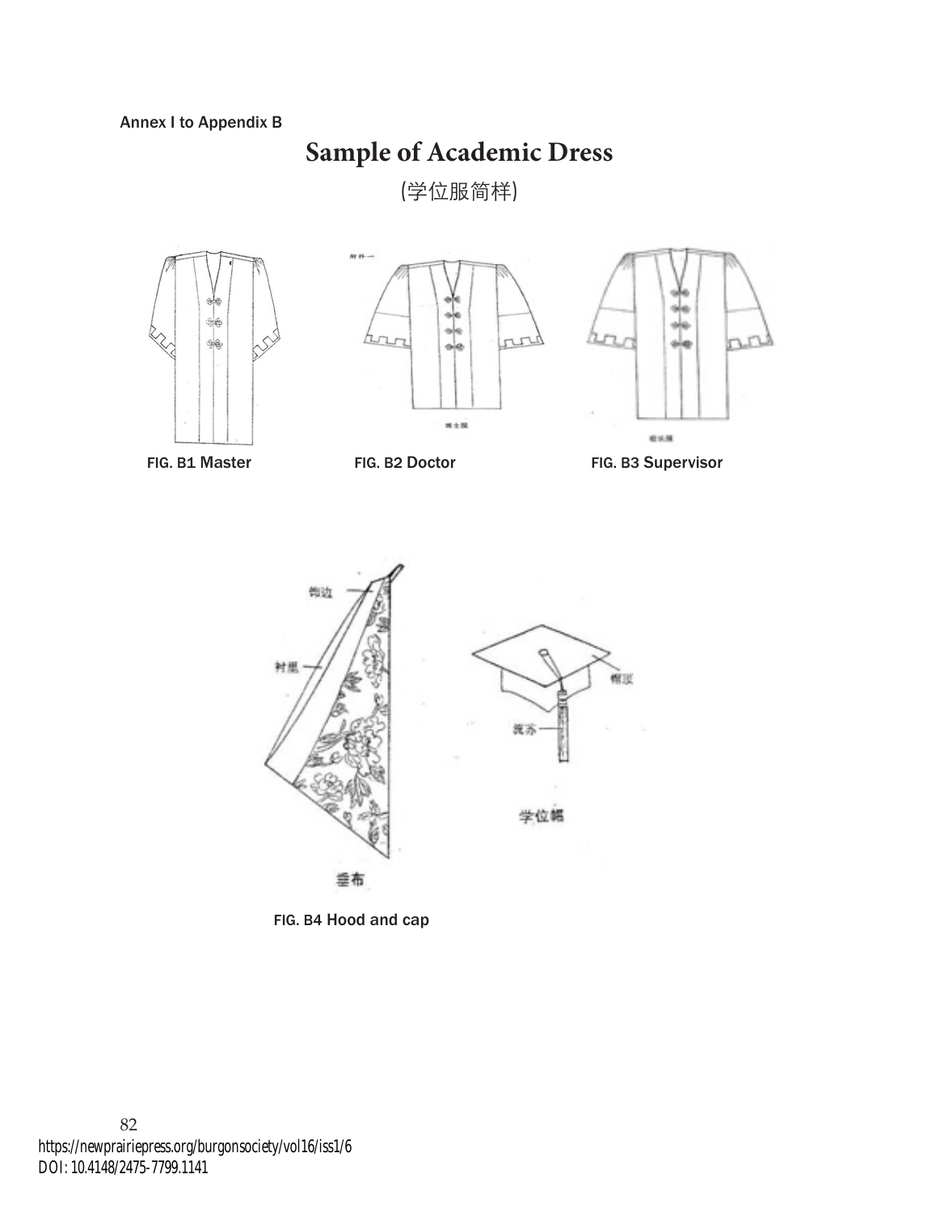Annex I to Appendix B

# Sample of Academic Dress

(学位服简样)

FIG. B1 Master

FIG. B2 Doctor

FIG. B3 Supervisor

FIG. B4 Hood and cap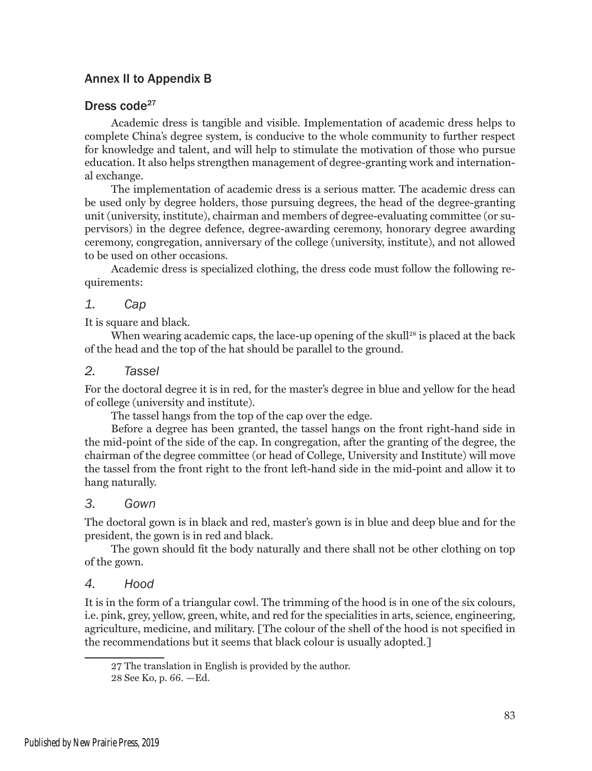## Annex II to Appendix B

### Dress code[27]

Academic dress is tangible and visible. Implementation of academic dress helps to complete China's degree system, is conducive to the whole community to further respect for knowledge and talent, and will help to stimulate the motivation of those who pursue education. It also helps strengthen management of degree-granting work and international exchange.

The implementation of academic dress is a serious matter. The academic dress can be used only by degree holders, those pursuing degrees, the head of the degree-granting unit (university, institute), chairman and members of degree-evaluating committee (or supervisors) in the degree defence, degree-awarding ceremony, honorary degree awarding ceremony, congregation, anniversary of the college (university, institute), and not allowed to be used on other occasions.

Academic dress is specialized clothing, the dress code must follow the following requirements:

#### *1. Cap*

It is square and black.

When wearing academic caps, the lace-up opening of the skull[28] is placed at the back of the head and the top of the hat should be parallel to the ground.

#### *2. Tassel*

For the doctoral degree it is in red, for the master's degree in blue and yellow for the head of college (university and institute).

The tassel hangs from the top of the cap over the edge.

Before a degree has been granted, the tassel hangs on the front right-hand side in the mid-point of the side of the cap. In congregation, after the granting of the degree, the chairman of the degree committee (or head of College, University and Institute) will move the tassel from the front right to the front left-hand side in the mid-point and allow it to hang naturally.

#### *3. Gown*

The doctoral gown is in black and red, master's gown is in blue and deep blue and for the president, the gown is in red and black.

The gown should fit the body naturally and there shall not be other clothing on top of the gown.

#### *4. Hood*

It is in the form of a triangular cowl. The trimming of the hood is in one of the six colours, i.e. pink, grey, yellow, green, white, and red for the specialities in arts, science, engineering, agriculture, medicine, and military. [The colour of the shell of the hood is not specified in the recommendations but it seems that black colour is usually adopted.]

---

27 The translation in English is provided by the author.

28 See Ko, p. 66. —Ed.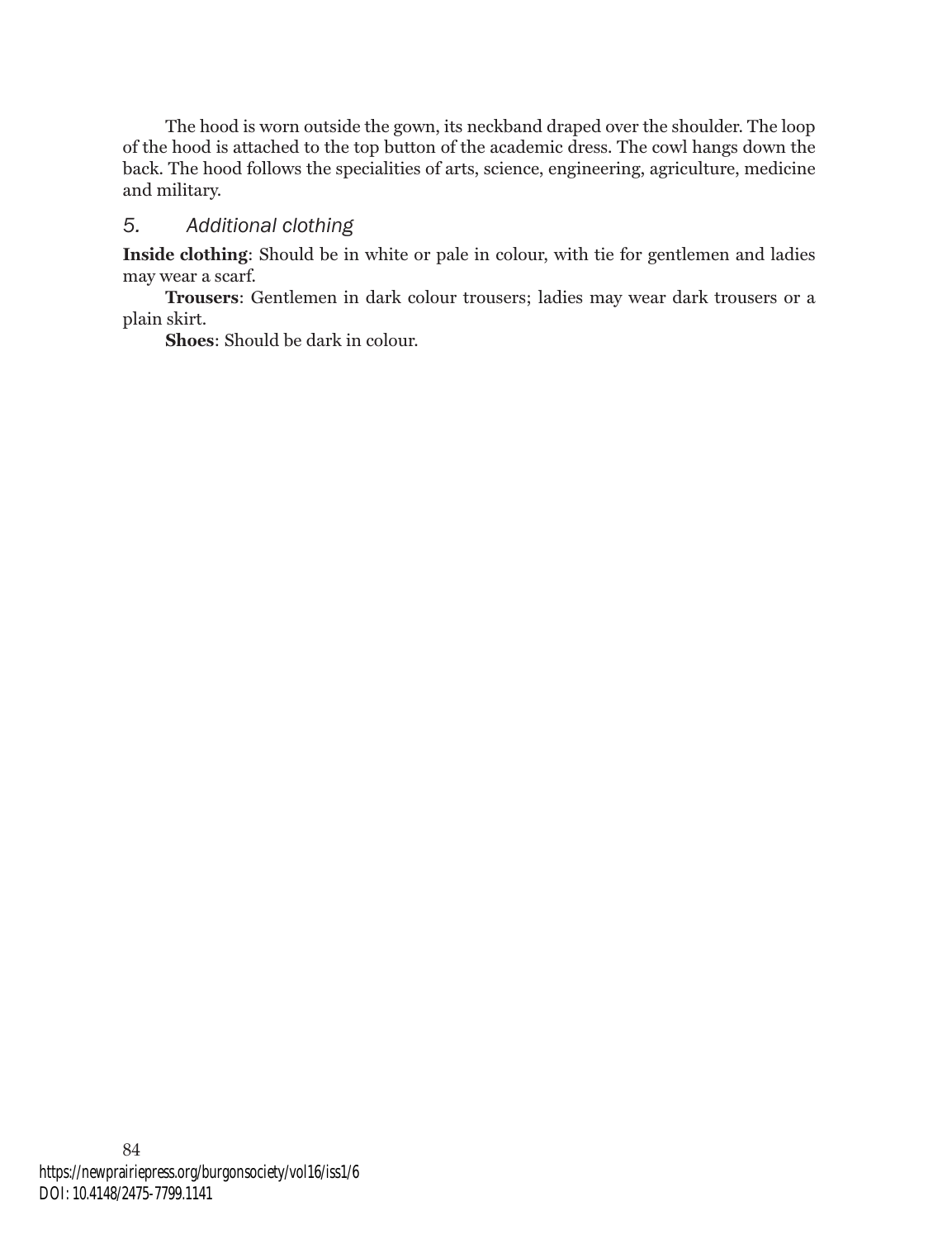The hood is worn outside the gown, its neckband draped over the shoulder. The loop of the hood is attached to the top button of the academic dress. The cowl hangs down the back. The hood follows the specialities of arts, science, engineering, agriculture, medicine and military.

### *5. Additional clothing*

**Inside clothing**: Should be in white or pale in colour, with tie for gentlemen and ladies may wear a scarf.

**Trousers**: Gentlemen in dark colour trousers; ladies may wear dark trousers or a plain skirt.

**Shoes**: Should be dark in colour.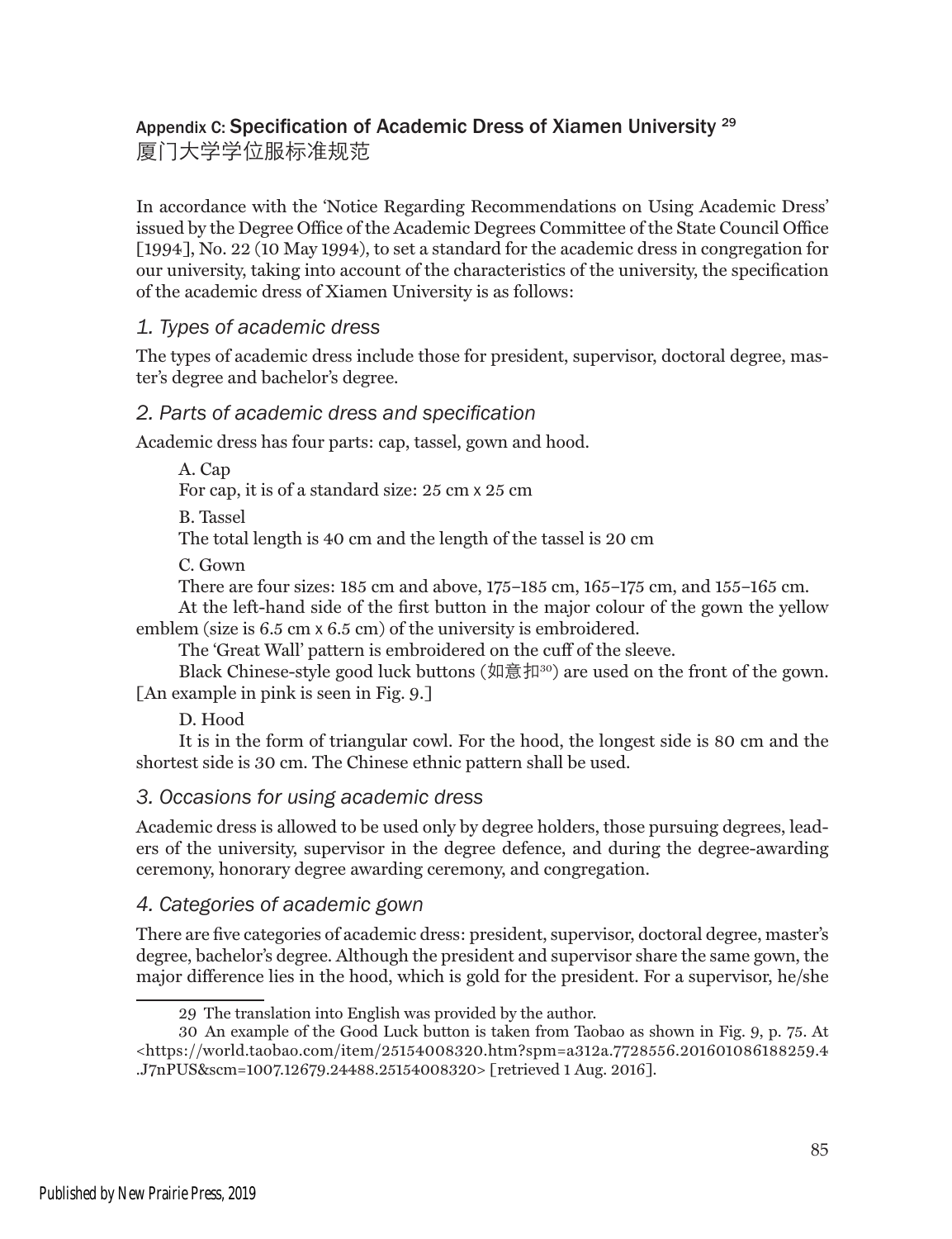## Appendix C: Specification of Academic Dress of Xiamen University [29]

厦门大学学位服标准规范

In accordance with the 'Notice Regarding Recommendations on Using Academic Dress' issued by the Degree Office of the Academic Degrees Committee of the State Council Office [1994], No. 22 (10 May 1994), to set a standard for the academic dress in congregation for our university, taking into account of the characteristics of the university, the specification of the academic dress of Xiamen University is as follows:

### *1. Types of academic dress*

The types of academic dress include those for president, supervisor, doctoral degree, master's degree and bachelor's degree.

### *2. Parts of academic dress and specification*

Academic dress has four parts: cap, tassel, gown and hood.

A. Cap

For cap, it is of a standard size: 25 cm x 25 cm

B. Tassel

The total length is 40 cm and the length of the tassel is 20 cm

C. Gown

There are four sizes: 185 cm and above, 175–185 cm, 165–175 cm, and 155–165 cm.

At the left-hand side of the first button in the major colour of the gown the yellow emblem (size is 6.5 cm x 6.5 cm) of the university is embroidered.

The 'Great Wall' pattern is embroidered on the cuff of the sleeve.

Black Chinese-style good luck buttons (如意扣[30]) are used on the front of the gown. [An example in pink is seen in Fig. 9.]

D. Hood

It is in the form of triangular cowl. For the hood, the longest side is 80 cm and the shortest side is 30 cm. The Chinese ethnic pattern shall be used.

### *3. Occasions for using academic dress*

Academic dress is allowed to be used only by degree holders, those pursuing degrees, leaders of the university, supervisor in the degree defence, and during the degree-awarding ceremony, honorary degree awarding ceremony, and congregation.

### *4. Categories of academic gown*

There are five categories of academic dress: president, supervisor, doctoral degree, master's degree, bachelor's degree. Although the president and supervisor share the same gown, the major difference lies in the hood, which is gold for the president. For a supervisor, he/she

---

29 The translation into English was provided by the author.

30 An example of the Good Luck button is taken from Taobao as shown in Fig. 9, p. 75. At <https://world.taobao.com/item/25154008320.htm?spm=a312a.7728556.201601086188259.4.J7nPUS&scm=1007.12679.24488.25154008320> [retrieved 1 Aug. 2016].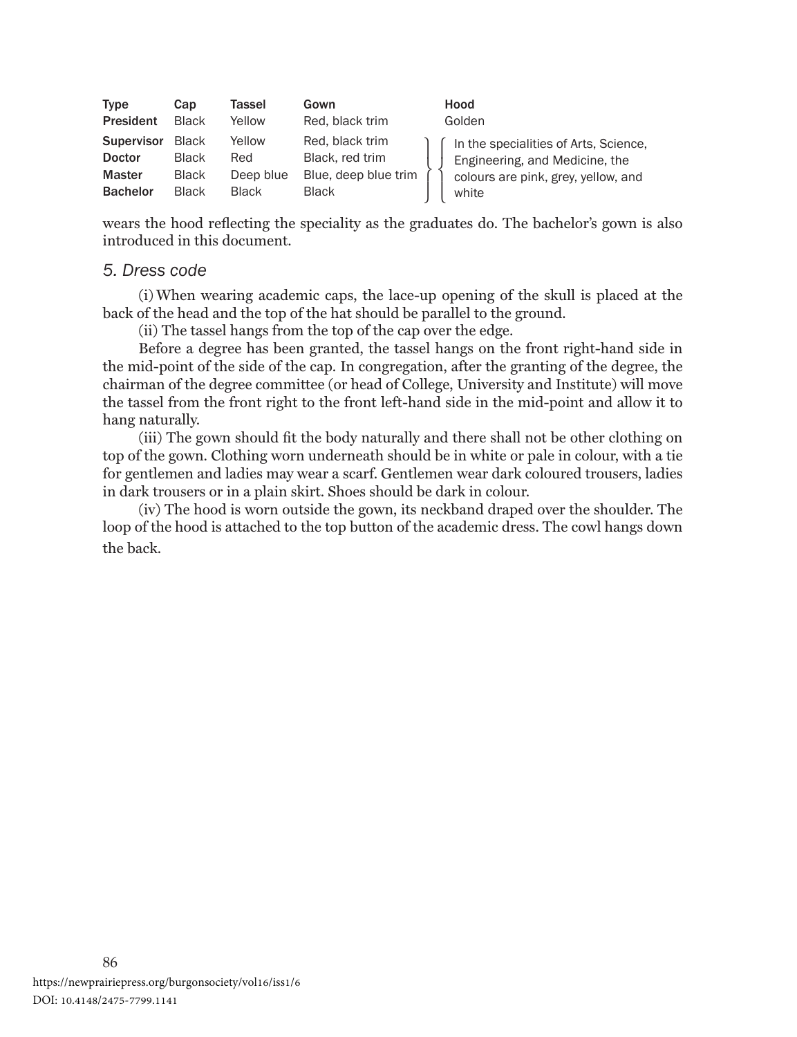| Type | Cap | Tassel | Gown | Hood |
|---|---|---|---|---|
| **President** | Black | Yellow | Red, black trim | Golden |
| **Supervisor** | Black | Yellow | Red, black trim | In the specialities of Arts, Science, Engineering, and Medicine, the colours are pink, grey, yellow, and white |
| **Doctor** | Black | Red | Black, red trim | |
| **Master** | Black | Deep blue | Blue, deep blue trim | |
| **Bachelor** | Black | Black | Black | |

wears the hood reflecting the speciality as the graduates do. The bachelor's gown is also introduced in this document.

## *5. Dress code*

(i) When wearing academic caps, the lace-up opening of the skull is placed at the back of the head and the top of the hat should be parallel to the ground.

(ii) The tassel hangs from the top of the cap over the edge.

Before a degree has been granted, the tassel hangs on the front right-hand side in the mid-point of the side of the cap. In congregation, after the granting of the degree, the chairman of the degree committee (or head of College, University and Institute) will move the tassel from the front right to the front left-hand side in the mid-point and allow it to hang naturally.

(iii) The gown should fit the body naturally and there shall not be other clothing on top of the gown. Clothing worn underneath should be in white or pale in colour, with a tie for gentlemen and ladies may wear a scarf. Gentlemen wear dark coloured trousers, ladies in dark trousers or in a plain skirt. Shoes should be dark in colour.

(iv) The hood is worn outside the gown, its neckband draped over the shoulder. The loop of the hood is attached to the top button of the academic dress. The cowl hangs down the back.